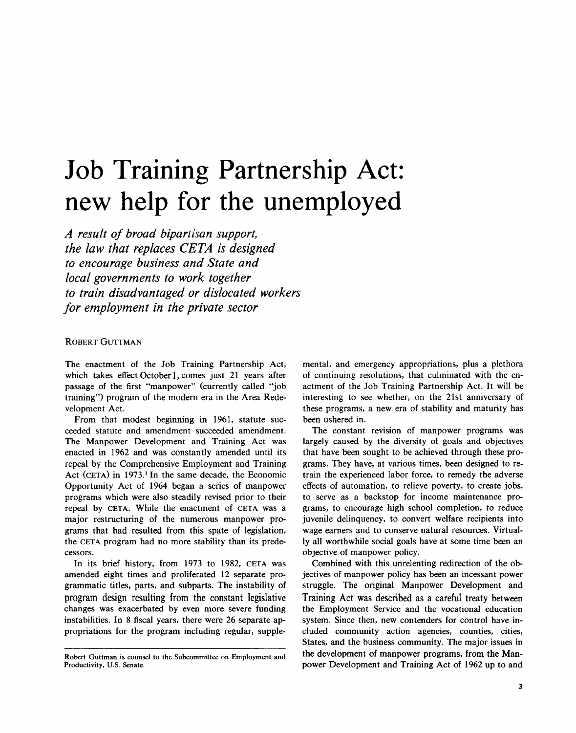# Job Training Partnership Act: new help for the unemployed

*A result of broad bipartisan support, the law that replaces CETA is designed to encourage business and State and local governments to work together to train disadvantaged or dislocated workers for employment in the private sector*

ROBERT GUTTMAN

The enactment of the Job Training Partnership Act, which takes effect October 1, comes just 21 years after passage of the first "manpower" (currently called "job training") program of the modern era in the Area Redevelopment Act.

From that modest beginning in 1961, statute succeeded statute and amendment succeeded amendment. The Manpower Development and Training Act was enacted in 1962 and was constantly amended until its repeal by the Comprehensive Employment and Training Act (CETA) in 1973.[1] In the same decade, the Economic Opportunity Act of 1964 began a series of manpower programs which were also steadily revised prior to their repeal by CETA. While the enactment of CETA was a major restructuring of the numerous manpower programs that had resulted from this spate of legislation, the CETA program had no more stability than its predecessors.

In its brief history, from 1973 to 1982, CETA was amended eight times and proliferated 12 separate programmatic titles, parts, and subparts. The instability of program design resulting from the constant legislative changes was exacerbated by even more severe funding instabilities. In 8 fiscal years, there were 26 separate appropriations for the program including regular, supplemental, and emergency appropriations, plus a plethora of continuing resolutions, that culminated with the enactment of the Job Training Partnership Act. It will be interesting to see whether, on the 21st anniversary of these programs, a new era of stability and maturity has been ushered in.

The constant revision of manpower programs was largely caused by the diversity of goals and objectives that have been sought to be achieved through these programs. They have, at various times, been designed to retrain the experienced labor force, to remedy the adverse effects of automation, to relieve poverty, to create jobs, to serve as a backstop for income maintenance programs, to encourage high school completion, to reduce juvenile delinquency, to convert welfare recipients into wage earners and to conserve natural resources. Virtually all worthwhile social goals have at some time been an objective of manpower policy.

Combined with this unrelenting redirection of the objectives of manpower policy has been an incessant power struggle. The original Manpower Development and Training Act was described as a careful treaty between the Employment Service and the vocational education system. Since then, new contenders for control have included community action agencies, counties, cities, States, and the business community. The major issues in the development of manpower programs, from the Manpower Development and Training Act of 1962 up to and

---

Robert Guttman is counsel to the Subcommittee on Employment and Productivity, U.S. Senate.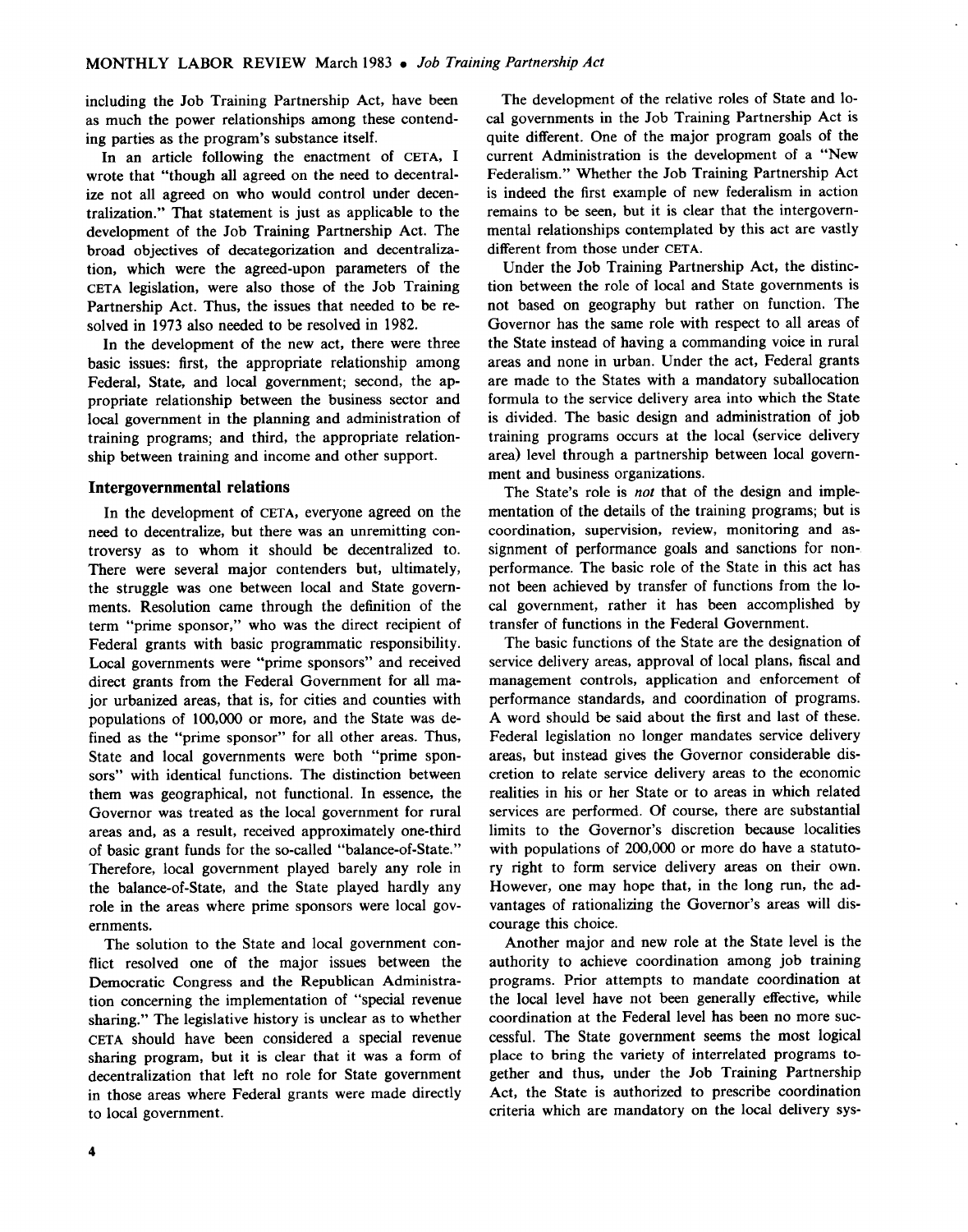including the Job Training Partnership Act, have been as much the power relationships among these contending parties as the program's substance itself.

In an article following the enactment of CETA, I wrote that "though all agreed on the need to decentralize not all agreed on who would control under decentralization." That statement is just as applicable to the development of the Job Training Partnership Act. The broad objectives of decategorization and decentralization, which were the agreed-upon parameters of the CETA legislation, were also those of the Job Training Partnership Act. Thus, the issues that needed to be resolved in 1973 also needed to be resolved in 1982.

In the development of the new act, there were three basic issues: first, the appropriate relationship among Federal, State, and local government; second, the appropriate relationship between the business sector and local government in the planning and administration of training programs; and third, the appropriate relationship between training and income and other support.

### Intergovernmental relations

In the development of CETA, everyone agreed on the need to decentralize, but there was an unremitting controversy as to whom it should be decentralized to. There were several major contenders but, ultimately, the struggle was one between local and State governments. Resolution came through the definition of the term "prime sponsor," who was the direct recipient of Federal grants with basic programmatic responsibility. Local governments were "prime sponsors" and received direct grants from the Federal Government for all major urbanized areas, that is, for cities and counties with populations of 100,000 or more, and the State was defined as the "prime sponsor" for all other areas. Thus, State and local governments were both "prime sponsors" with identical functions. The distinction between them was geographical, not functional. In essence, the Governor was treated as the local government for rural areas and, as a result, received approximately one-third of basic grant funds for the so-called "balance-of-State." Therefore, local government played barely any role in the balance-of-State, and the State played hardly any role in the areas where prime sponsors were local governments.

The solution to the State and local government conflict resolved one of the major issues between the Democratic Congress and the Republican Administration concerning the implementation of "special revenue sharing." The legislative history is unclear as to whether CETA should have been considered a special revenue sharing program, but it is clear that it was a form of decentralization that left no role for State government in those areas where Federal grants were made directly to local government.

The development of the relative roles of State and local governments in the Job Training Partnership Act is quite different. One of the major program goals of the current Administration is the development of a "New Federalism." Whether the Job Training Partnership Act is indeed the first example of new federalism in action remains to be seen, but it is clear that the intergovernmental relationships contemplated by this act are vastly different from those under CETA.

Under the Job Training Partnership Act, the distinction between the role of local and State governments is not based on geography but rather on function. The Governor has the same role with respect to all areas of the State instead of having a commanding voice in rural areas and none in urban. Under the act, Federal grants are made to the States with a mandatory suballocation formula to the service delivery area into which the State is divided. The basic design and administration of job training programs occurs at the local (service delivery area) level through a partnership between local government and business organizations.

The State's role is *not* that of the design and implementation of the details of the training programs; but is coordination, supervision, review, monitoring and assignment of performance goals and sanctions for nonperformance. The basic role of the State in this act has not been achieved by transfer of functions from the local government, rather it has been accomplished by transfer of functions in the Federal Government.

The basic functions of the State are the designation of service delivery areas, approval of local plans, fiscal and management controls, application and enforcement of performance standards, and coordination of programs. A word should be said about the first and last of these. Federal legislation no longer mandates service delivery areas, but instead gives the Governor considerable discretion to relate service delivery areas to the economic realities in his or her State or to areas in which related services are performed. Of course, there are substantial limits to the Governor's discretion because localities with populations of 200,000 or more do have a statutory right to form service delivery areas on their own. However, one may hope that, in the long run, the advantages of rationalizing the Governor's areas will discourage this choice.

Another major and new role at the State level is the authority to achieve coordination among job training programs. Prior attempts to mandate coordination at the local level have not been generally effective, while coordination at the Federal level has been no more successful. The State government seems the most logical place to bring the variety of interrelated programs together and thus, under the Job Training Partnership Act, the State is authorized to prescribe coordination criteria which are mandatory on the local delivery sys-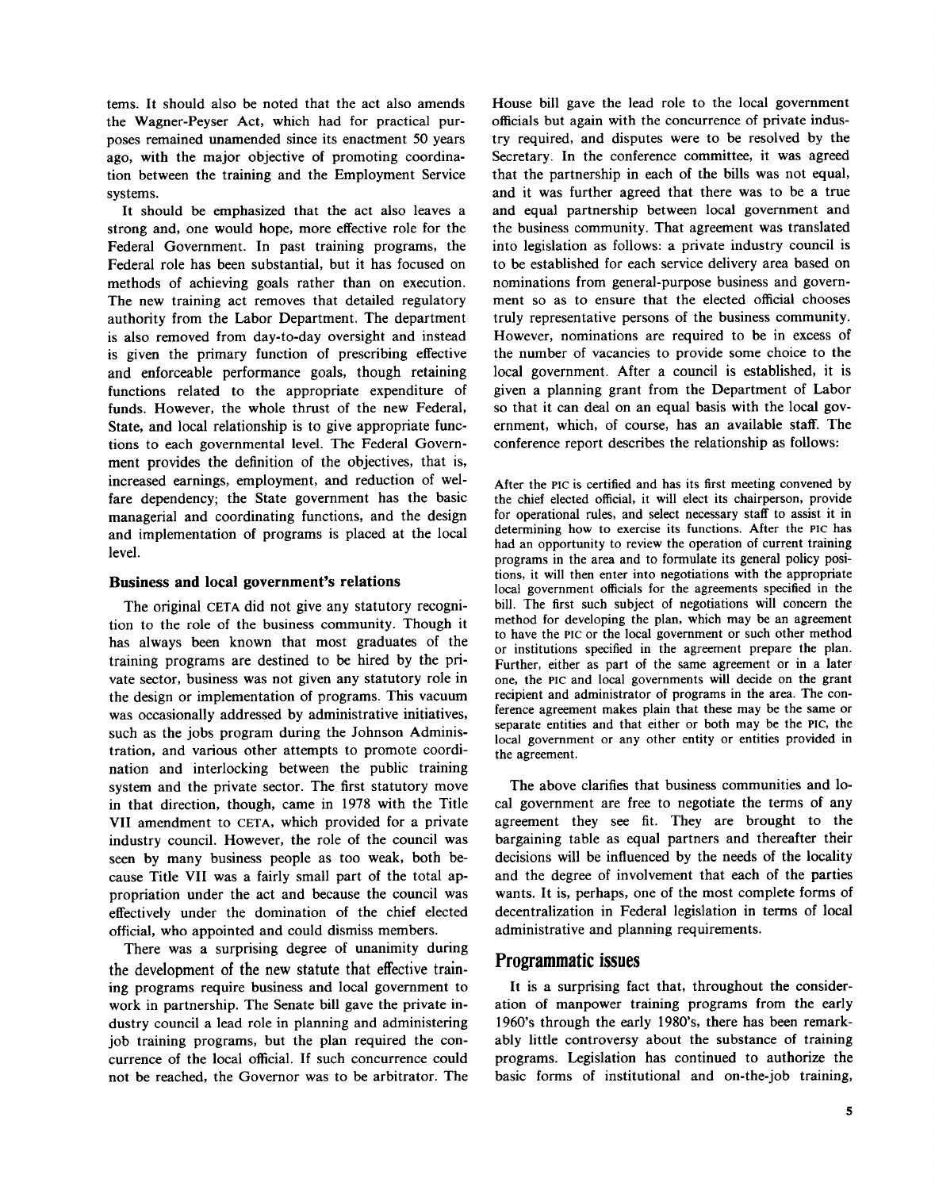tems. It should also be noted that the act also amends the Wagner-Peyser Act, which had for practical purposes remained unamended since its enactment 50 years ago, with the major objective of promoting coordination between the training and the Employment Service systems.

It should be emphasized that the act also leaves a strong and, one would hope, more effective role for the Federal Government. In past training programs, the Federal role has been substantial, but it has focused on methods of achieving goals rather than on execution. The new training act removes that detailed regulatory authority from the Labor Department. The department is also removed from day-to-day oversight and instead is given the primary function of prescribing effective and enforceable performance goals, though retaining functions related to the appropriate expenditure of funds. However, the whole thrust of the new Federal, State, and local relationship is to give appropriate functions to each governmental level. The Federal Government provides the definition of the objectives, that is, increased earnings, employment, and reduction of welfare dependency; the State government has the basic managerial and coordinating functions, and the design and implementation of programs is placed at the local level.

### Business and local government's relations

The original CETA did not give any statutory recognition to the role of the business community. Though it has always been known that most graduates of the training programs are destined to be hired by the private sector, business was not given any statutory role in the design or implementation of programs. This vacuum was occasionally addressed by administrative initiatives, such as the jobs program during the Johnson Administration, and various other attempts to promote coordination and interlocking between the public training system and the private sector. The first statutory move in that direction, though, came in 1978 with the Title VII amendment to CETA, which provided for a private industry council. However, the role of the council was seen by many business people as too weak, both because Title VII was a fairly small part of the total appropriation under the act and because the council was effectively under the domination of the chief elected official, who appointed and could dismiss members.

There was a surprising degree of unanimity during the development of the new statute that effective training programs require business and local government to work in partnership. The Senate bill gave the private industry council a lead role in planning and administering job training programs, but the plan required the concurrence of the local official. If such concurrence could not be reached, the Governor was to be arbitrator. The House bill gave the lead role to the local government officials but again with the concurrence of private industry required, and disputes were to be resolved by the Secretary. In the conference committee, it was agreed that the partnership in each of the bills was not equal, and it was further agreed that there was to be a true and equal partnership between local government and the business community. That agreement was translated into legislation as follows: a private industry council is to be established for each service delivery area based on nominations from general-purpose business and government so as to ensure that the elected official chooses truly representative persons of the business community. However, nominations are required to be in excess of the number of vacancies to provide some choice to the local government. After a council is established, it is given a planning grant from the Department of Labor so that it can deal on an equal basis with the local government, which, of course, has an available staff. The conference report describes the relationship as follows:

> After the PIC is certified and has its first meeting convened by the chief elected official, it will elect its chairperson, provide for operational rules, and select necessary staff to assist it in determining how to exercise its functions. After the PIC has had an opportunity to review the operation of current training programs in the area and to formulate its general policy positions, it will then enter into negotiations with the appropriate local government officials for the agreements specified in the bill. The first such subject of negotiations will concern the method for developing the plan, which may be an agreement to have the PIC or the local government or such other method or institutions specified in the agreement prepare the plan. Further, either as part of the same agreement or in a later one, the PIC and local governments will decide on the grant recipient and administrator of programs in the area. The conference agreement makes plain that these may be the same or separate entities and that either or both may be the PIC, the local government or any other entity or entities provided in the agreement.

The above clarifies that business communities and local government are free to negotiate the terms of any agreement they see fit. They are brought to the bargaining table as equal partners and thereafter their decisions will be influenced by the needs of the locality and the degree of involvement that each of the parties wants. It is, perhaps, one of the most complete forms of decentralization in Federal legislation in terms of local administrative and planning requirements.

## Programmatic issues

It is a surprising fact that, throughout the consideration of manpower training programs from the early 1960's through the early 1980's, there has been remarkably little controversy about the substance of training programs. Legislation has continued to authorize the basic forms of institutional and on-the-job training,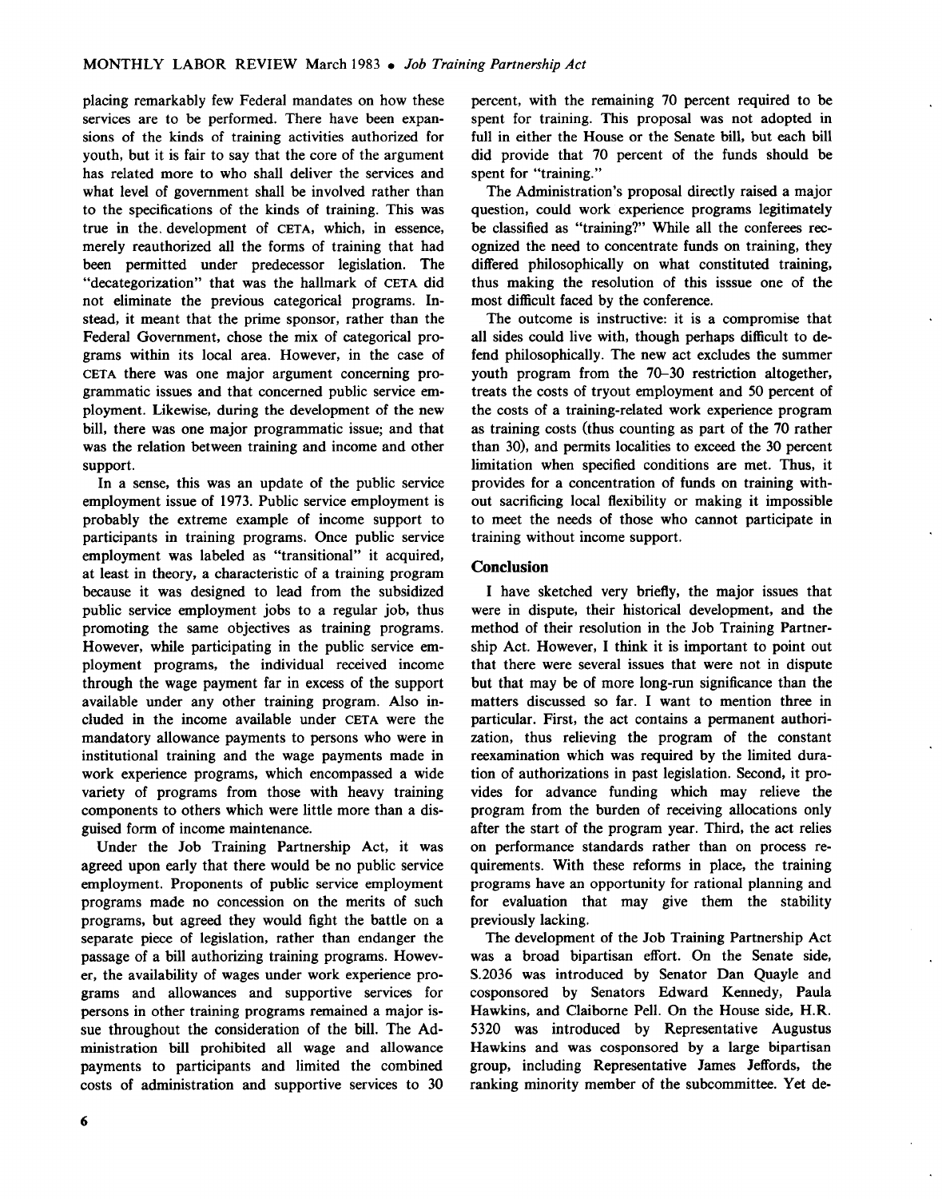placing remarkably few Federal mandates on how these services are to be performed. There have been expansions of the kinds of training activities authorized for youth, but it is fair to say that the core of the argument has related more to who shall deliver the services and what level of government shall be involved rather than to the specifications of the kinds of training. This was true in the development of CETA, which, in essence, merely reauthorized all the forms of training that had been permitted under predecessor legislation. The "decategorization" that was the hallmark of CETA did not eliminate the previous categorical programs. Instead, it meant that the prime sponsor, rather than the Federal Government, chose the mix of categorical programs within its local area. However, in the case of CETA there was one major argument concerning programmatic issues and that concerned public service employment. Likewise, during the development of the new bill, there was one major programmatic issue; and that was the relation between training and income and other support.

In a sense, this was an update of the public service employment issue of 1973. Public service employment is probably the extreme example of income support to participants in training programs. Once public service employment was labeled as "transitional" it acquired, at least in theory, a characteristic of a training program because it was designed to lead from the subsidized public service employment jobs to a regular job, thus promoting the same objectives as training programs. However, while participating in the public service employment programs, the individual received income through the wage payment far in excess of the support available under any other training program. Also included in the income available under CETA were the mandatory allowance payments to persons who were in institutional training and the wage payments made in work experience programs, which encompassed a wide variety of programs from those with heavy training components to others which were little more than a disguised form of income maintenance.

Under the Job Training Partnership Act, it was agreed upon early that there would be no public service employment. Proponents of public service employment programs made no concession on the merits of such programs, but agreed they would fight the battle on a separate piece of legislation, rather than endanger the passage of a bill authorizing training programs. However, the availability of wages under work experience programs and allowances and supportive services for persons in other training programs remained a major issue throughout the consideration of the bill. The Administration bill prohibited all wage and allowance payments to participants and limited the combined costs of administration and supportive services to 30 percent, with the remaining 70 percent required to be spent for training. This proposal was not adopted in full in either the House or the Senate bill, but each bill did provide that 70 percent of the funds should be spent for "training."

The Administration's proposal directly raised a major question, could work experience programs legitimately be classified as "training?" While all the conferees recognized the need to concentrate funds on training, they differed philosophically on what constituted training, thus making the resolution of this isssue one of the most difficult faced by the conference.

The outcome is instructive: it is a compromise that all sides could live with, though perhaps difficult to defend philosophically. The new act excludes the summer youth program from the 70–30 restriction altogether, treats the costs of tryout employment and 50 percent of the costs of a training-related work experience program as training costs (thus counting as part of the 70 rather than 30), and permits localities to exceed the 30 percent limitation when specified conditions are met. Thus, it provides for a concentration of funds on training without sacrificing local flexibility or making it impossible to meet the needs of those who cannot participate in training without income support.

## Conclusion

I have sketched very briefly, the major issues that were in dispute, their historical development, and the method of their resolution in the Job Training Partnership Act. However, I think it is important to point out that there were several issues that were not in dispute but that may be of more long-run significance than the matters discussed so far. I want to mention three in particular. First, the act contains a permanent authorization, thus relieving the program of the constant reexamination which was required by the limited duration of authorizations in past legislation. Second, it provides for advance funding which may relieve the program from the burden of receiving allocations only after the start of the program year. Third, the act relies on performance standards rather than on process requirements. With these reforms in place, the training programs have an opportunity for rational planning and for evaluation that may give them the stability previously lacking.

The development of the Job Training Partnership Act was a broad bipartisan effort. On the Senate side, S.2036 was introduced by Senator Dan Quayle and cosponsored by Senators Edward Kennedy, Paula Hawkins, and Claiborne Pell. On the House side, H.R. 5320 was introduced by Representative Augustus Hawkins and was cosponsored by a large bipartisan group, including Representative James Jeffords, the ranking minority member of the subcommittee. Yet de-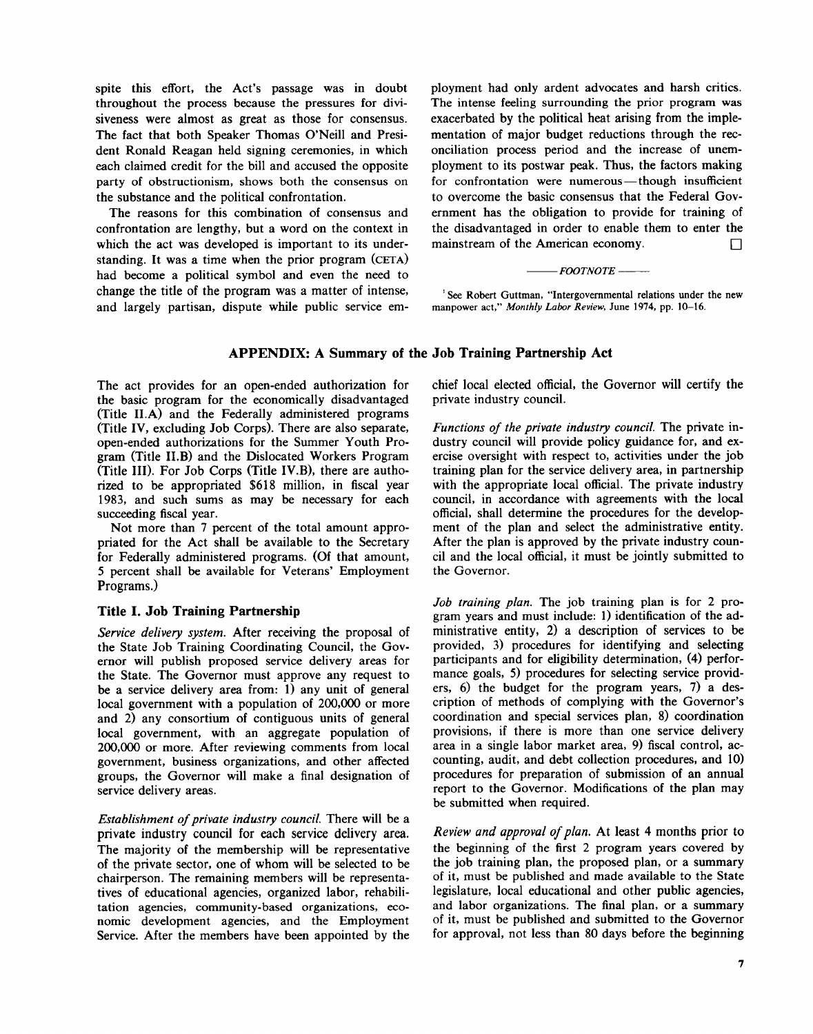spite this effort, the Act's passage was in doubt throughout the process because the pressures for divisiveness were almost as great as those for consensus. The fact that both Speaker Thomas O'Neill and President Ronald Reagan held signing ceremonies, in which each claimed credit for the bill and accused the opposite party of obstructionism, shows both the consensus on the substance and the political confrontation.

The reasons for this combination of consensus and confrontation are lengthy, but a word on the context in which the act was developed is important to its understanding. It was a time when the prior program (CETA) had become a political symbol and even the need to change the title of the program was a matter of intense, and largely partisan, dispute while public service employment had only ardent advocates and harsh critics. The intense feeling surrounding the prior program was exacerbated by the political heat arising from the implementation of major budget reductions through the reconciliation process period and the increase of unemployment to its postwar peak. Thus, the factors making for confrontation were numerous—though insufficient to overcome the basic consensus that the Federal Government has the obligation to provide for training of the disadvantaged in order to enable them to enter the mainstream of the American economy. □

——— *FOOTNOTE* ———

[1] See Robert Guttman, "Intergovernmental relations under the new manpower act," *Monthly Labor Review*, June 1974, pp. 10–16.

## APPENDIX: A Summary of the Job Training Partnership Act

The act provides for an open-ended authorization for the basic program for the economically disadvantaged (Title II.A) and the Federally administered programs (Title IV, excluding Job Corps). There are also separate, open-ended authorizations for the Summer Youth Program (Title II.B) and the Dislocated Workers Program (Title III). For Job Corps (Title IV.B), there are authorized to be appropriated $618 million, in fiscal year 1983, and such sums as may be necessary for each succeeding fiscal year.

Not more than 7 percent of the total amount appropriated for the Act shall be available to the Secretary for Federally administered programs. (Of that amount, 5 percent shall be available for Veterans' Employment Programs.)

### Title I. Job Training Partnership

*Service delivery system.* After receiving the proposal of the State Job Training Coordinating Council, the Governor will publish proposed service delivery areas for the State. The Governor must approve any request to be a service delivery area from: 1) any unit of general local government with a population of 200,000 or more and 2) any consortium of contiguous units of general local government, with an aggregate population of 200,000 or more. After reviewing comments from local government, business organizations, and other affected groups, the Governor will make a final designation of service delivery areas.

*Establishment of private industry council.* There will be a private industry council for each service delivery area. The majority of the membership will be representative of the private sector, one of whom will be selected to be chairperson. The remaining members will be representatives of educational agencies, organized labor, rehabilitation agencies, community-based organizations, economic development agencies, and the Employment Service. After the members have been appointed by the chief local elected official, the Governor will certify the private industry council.

*Functions of the private industry council.* The private industry council will provide policy guidance for, and exercise oversight with respect to, activities under the job training plan for the service delivery area, in partnership with the appropriate local official. The private industry council, in accordance with agreements with the local official, shall determine the procedures for the development of the plan and select the administrative entity. After the plan is approved by the private industry council and the local official, it must be jointly submitted to the Governor.

*Job training plan.* The job training plan is for 2 program years and must include: 1) identification of the administrative entity, 2) a description of services to be provided, 3) procedures for identifying and selecting participants and for eligibility determination, (4) performance goals, 5) procedures for selecting service providers, 6) the budget for the program years, 7) a description of methods of complying with the Governor's coordination and special services plan, 8) coordination provisions, if there is more than one service delivery area in a single labor market area, 9) fiscal control, accounting, audit, and debt collection procedures, and 10) procedures for preparation of submission of an annual report to the Governor. Modifications of the plan may be submitted when required.

*Review and approval of plan.* At least 4 months prior to the beginning of the first 2 program years covered by the job training plan, the proposed plan, or a summary of it, must be published and made available to the State legislature, local educational and other public agencies, and labor organizations. The final plan, or a summary of it, must be published and submitted to the Governor for approval, not less than 80 days before the beginning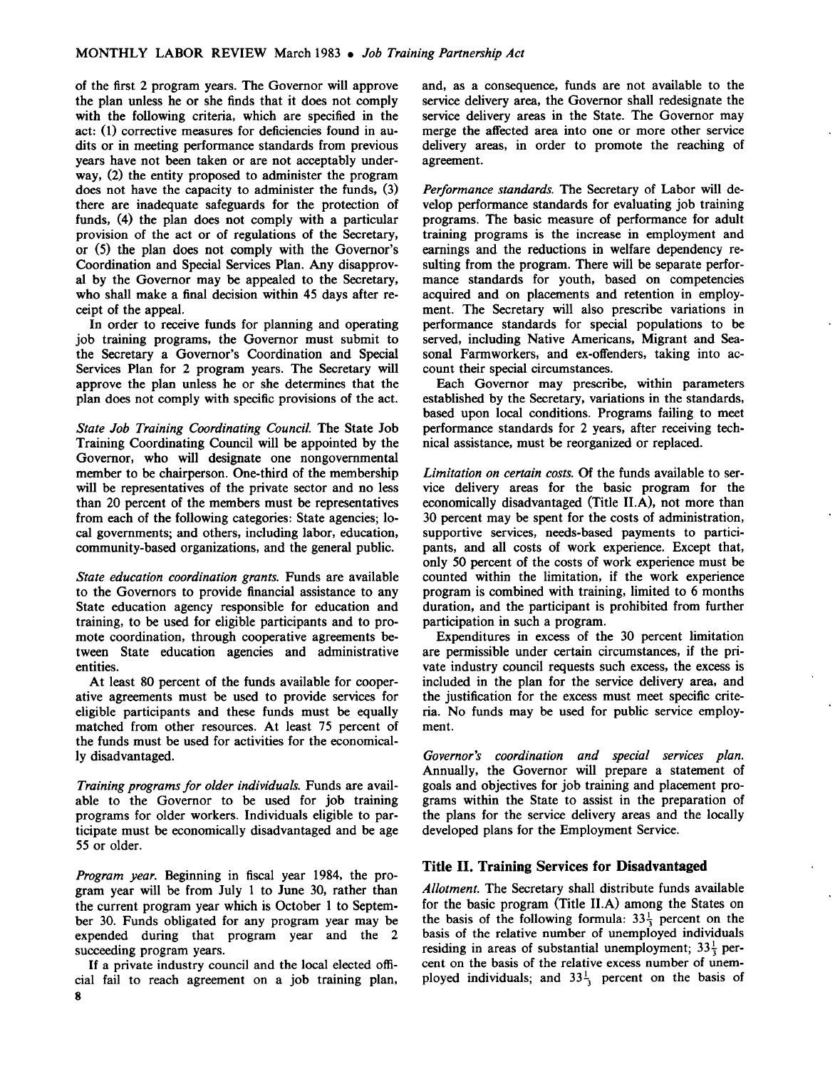of the first 2 program years. The Governor will approve the plan unless he or she finds that it does not comply with the following criteria, which are specified in the act: (1) corrective measures for deficiencies found in audits or in meeting performance standards from previous years have not been taken or are not acceptably underway, (2) the entity proposed to administer the program does not have the capacity to administer the funds, (3) there are inadequate safeguards for the protection of funds, (4) the plan does not comply with a particular provision of the act or of regulations of the Secretary, or (5) the plan does not comply with the Governor's Coordination and Special Services Plan. Any disapproval by the Governor may be appealed to the Secretary, who shall make a final decision within 45 days after receipt of the appeal.

In order to receive funds for planning and operating job training programs, the Governor must submit to the Secretary a Governor's Coordination and Special Services Plan for 2 program years. The Secretary will approve the plan unless he or she determines that the plan does not comply with specific provisions of the act.

*State Job Training Coordinating Council.* The State Job Training Coordinating Council will be appointed by the Governor, who will designate one nongovernmental member to be chairperson. One-third of the membership will be representatives of the private sector and no less than 20 percent of the members must be representatives from each of the following categories: State agencies; local governments; and others, including labor, education, community-based organizations, and the general public.

*State education coordination grants.* Funds are available to the Governors to provide financial assistance to any State education agency responsible for education and training, to be used for eligible participants and to promote coordination, through cooperative agreements between State education agencies and administrative entities.

At least 80 percent of the funds available for cooperative agreements must be used to provide services for eligible participants and these funds must be equally matched from other resources. At least 75 percent of the funds must be used for activities for the economically disadvantaged.

*Training programs for older individuals.* Funds are available to the Governor to be used for job training programs for older workers. Individuals eligible to participate must be economically disadvantaged and be age 55 or older.

*Program year.* Beginning in fiscal year 1984, the program year will be from July 1 to June 30, rather than the current program year which is October 1 to September 30. Funds obligated for any program year may be expended during that program year and the 2 succeeding program years.

If a private industry council and the local elected official fail to reach agreement on a job training plan, and, as a consequence, funds are not available to the service delivery area, the Governor shall redesignate the service delivery areas in the State. The Governor may merge the affected area into one or more other service delivery areas, in order to promote the reaching of agreement.

*Performance standards.* The Secretary of Labor will develop performance standards for evaluating job training programs. The basic measure of performance for adult training programs is the increase in employment and earnings and the reductions in welfare dependency resulting from the program. There will be separate performance standards for youth, based on competencies acquired and on placements and retention in employment. The Secretary will also prescribe variations in performance standards for special populations to be served, including Native Americans, Migrant and Seasonal Farmworkers, and ex-offenders, taking into account their special circumstances.

Each Governor may prescribe, within parameters established by the Secretary, variations in the standards, based upon local conditions. Programs failing to meet performance standards for 2 years, after receiving technical assistance, must be reorganized or replaced.

*Limitation on certain costs.* Of the funds available to service delivery areas for the basic program for the economically disadvantaged (Title II.A), not more than 30 percent may be spent for the costs of administration, supportive services, needs-based payments to participants, and all costs of work experience. Except that, only 50 percent of the costs of work experience must be counted within the limitation, if the work experience program is combined with training, limited to 6 months duration, and the participant is prohibited from further participation in such a program.

Expenditures in excess of the 30 percent limitation are permissible under certain circumstances, if the private industry council requests such excess, the excess is included in the plan for the service delivery area, and the justification for the excess must meet specific criteria. No funds may be used for public service employment.

*Governor's coordination and special services plan.* Annually, the Governor will prepare a statement of goals and objectives for job training and placement programs within the State to assist in the preparation of the plans for the service delivery areas and the locally developed plans for the Employment Service.

## Title II. Training Services for Disadvantaged

*Allotment.* The Secretary shall distribute funds available for the basic program (Title II.A) among the States on the basis of the following formula: $33\frac{1}{3}$ percent on the basis of the relative number of unemployed individuals residing in areas of substantial unemployment; $33\frac{1}{3}$ percent on the basis of the relative excess number of unemployed individuals; and $33\frac{1}{3}$ percent on the basis of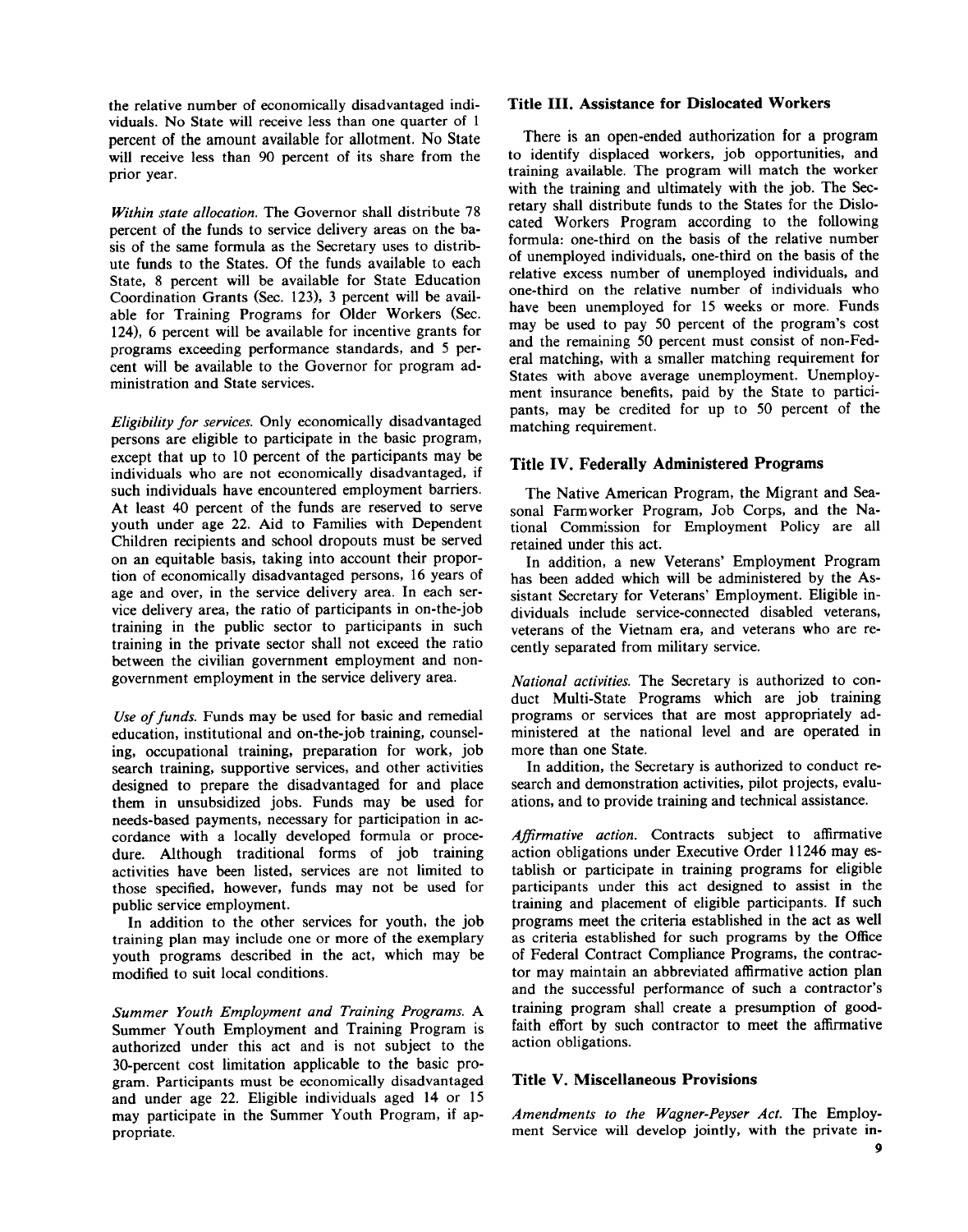the relative number of economically disadvantaged individuals. No State will receive less than one quarter of 1 percent of the amount available for allotment. No State will receive less than 90 percent of its share from the prior year.

*Within state allocation.* The Governor shall distribute 78 percent of the funds to service delivery areas on the basis of the same formula as the Secretary uses to distribute funds to the States. Of the funds available to each State, 8 percent will be available for State Education Coordination Grants (Sec. 123), 3 percent will be available for Training Programs for Older Workers (Sec. 124), 6 percent will be available for incentive grants for programs exceeding performance standards, and 5 percent will be available to the Governor for program administration and State services.

*Eligibility for services.* Only economically disadvantaged persons are eligible to participate in the basic program, except that up to 10 percent of the participants may be individuals who are not economically disadvantaged, if such individuals have encountered employment barriers. At least 40 percent of the funds are reserved to serve youth under age 22. Aid to Families with Dependent Children recipients and school dropouts must be served on an equitable basis, taking into account their proportion of economically disadvantaged persons, 16 years of age and over, in the service delivery area. In each service delivery area, the ratio of participants in on-the-job training in the public sector to participants in such training in the private sector shall not exceed the ratio between the civilian government employment and nongovernment employment in the service delivery area.

*Use of funds.* Funds may be used for basic and remedial education, institutional and on-the-job training, counseling, occupational training, preparation for work, job search training, supportive services, and other activities designed to prepare the disadvantaged for and place them in unsubsidized jobs. Funds may be used for needs-based payments, necessary for participation in accordance with a locally developed formula or procedure. Although traditional forms of job training activities have been listed, services are not limited to those specified, however, funds may not be used for public service employment.

In addition to the other services for youth, the job training plan may include one or more of the exemplary youth programs described in the act, which may be modified to suit local conditions.

*Summer Youth Employment and Training Programs.* A Summer Youth Employment and Training Program is authorized under this act and is not subject to the 30-percent cost limitation applicable to the basic program. Participants must be economically disadvantaged and under age 22. Eligible individuals aged 14 or 15 may participate in the Summer Youth Program, if appropriate.

### Title III. Assistance for Dislocated Workers

There is an open-ended authorization for a program to identify displaced workers, job opportunities, and training available. The program will match the worker with the training and ultimately with the job. The Secretary shall distribute funds to the States for the Dislocated Workers Program according to the following formula: one-third on the basis of the relative number of unemployed individuals, one-third on the basis of the relative excess number of unemployed individuals, and one-third on the relative number of individuals who have been unemployed for 15 weeks or more. Funds may be used to pay 50 percent of the program's cost and the remaining 50 percent must consist of non-Federal matching, with a smaller matching requirement for States with above average unemployment. Unemployment insurance benefits, paid by the State to participants, may be credited for up to 50 percent of the matching requirement.

### Title IV. Federally Administered Programs

The Native American Program, the Migrant and Seasonal Farmworker Program, Job Corps, and the National Commission for Employment Policy are all retained under this act.

In addition, a new Veterans' Employment Program has been added which will be administered by the Assistant Secretary for Veterans' Employment. Eligible individuals include service-connected disabled veterans, veterans of the Vietnam era, and veterans who are recently separated from military service.

*National activities.* The Secretary is authorized to conduct Multi-State Programs which are job training programs or services that are most appropriately administered at the national level and are operated in more than one State.

In addition, the Secretary is authorized to conduct research and demonstration activities, pilot projects, evaluations, and to provide training and technical assistance.

*Affirmative action.* Contracts subject to affirmative action obligations under Executive Order 11246 may establish or participate in training programs for eligible participants under this act designed to assist in the training and placement of eligible participants. If such programs meet the criteria established in the act as well as criteria established for such programs by the Office of Federal Contract Compliance Programs, the contractor may maintain an abbreviated affirmative action plan and the successful performance of such a contractor's training program shall create a presumption of good-faith effort by such contractor to meet the affirmative action obligations.

### Title V. Miscellaneous Provisions

*Amendments to the Wagner-Peyser Act.* The Employment Service will develop jointly, with the private in-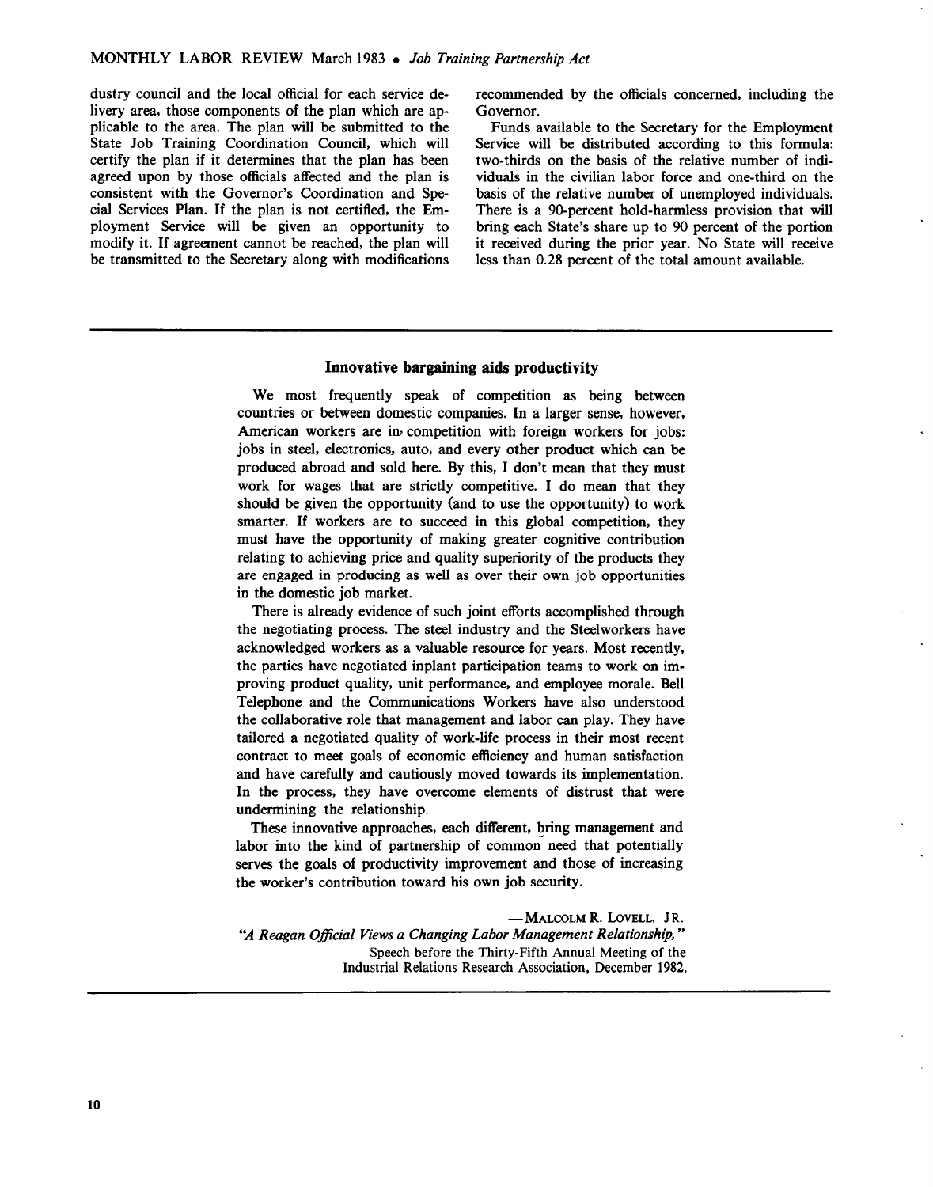dustry council and the local official for each service delivery area, those components of the plan which are applicable to the area. The plan will be submitted to the State Job Training Coordination Council, which will certify the plan if it determines that the plan has been agreed upon by those officials affected and the plan is consistent with the Governor's Coordination and Special Services Plan. If the plan is not certified, the Employment Service will be given an opportunity to modify it. If agreement cannot be reached, the plan will be transmitted to the Secretary along with modifications recommended by the officials concerned, including the Governor.

Funds available to the Secretary for the Employment Service will be distributed according to this formula: two-thirds on the basis of the relative number of individuals in the civilian labor force and one-third on the basis of the relative number of unemployed individuals. There is a 90-percent hold-harmless provision that will bring each State's share up to 90 percent of the portion it received during the prior year. No State will receive less than 0.28 percent of the total amount available.

---

### Innovative bargaining aids productivity

We most frequently speak of competition as being between countries or between domestic companies. In a larger sense, however, American workers are in competition with foreign workers for jobs: jobs in steel, electronics, auto, and every other product which can be produced abroad and sold here. By this, I don't mean that they must work for wages that are strictly competitive. I do mean that they should be given the opportunity (and to use the opportunity) to work smarter. If workers are to succeed in this global competition, they must have the opportunity of making greater cognitive contribution relating to achieving price and quality superiority of the products they are engaged in producing as well as over their own job opportunities in the domestic job market.

There is already evidence of such joint efforts accomplished through the negotiating process. The steel industry and the Steelworkers have acknowledged workers as a valuable resource for years. Most recently, the parties have negotiated inplant participation teams to work on improving product quality, unit performance, and employee morale. Bell Telephone and the Communications Workers have also understood the collaborative role that management and labor can play. They have tailored a negotiated quality of work-life process in their most recent contract to meet goals of economic efficiency and human satisfaction and have carefully and cautiously moved towards its implementation. In the process, they have overcome elements of distrust that were undermining the relationship.

These innovative approaches, each different, bring management and labor into the kind of partnership of common need that potentially serves the goals of productivity improvement and those of increasing the worker's contribution toward his own job security.

—MALCOLM R. LOVELL, JR.
*"A Reagan Official Views a Changing Labor Management Relationship,"*
Speech before the Thirty-Fifth Annual Meeting of the Industrial Relations Research Association, December 1982.